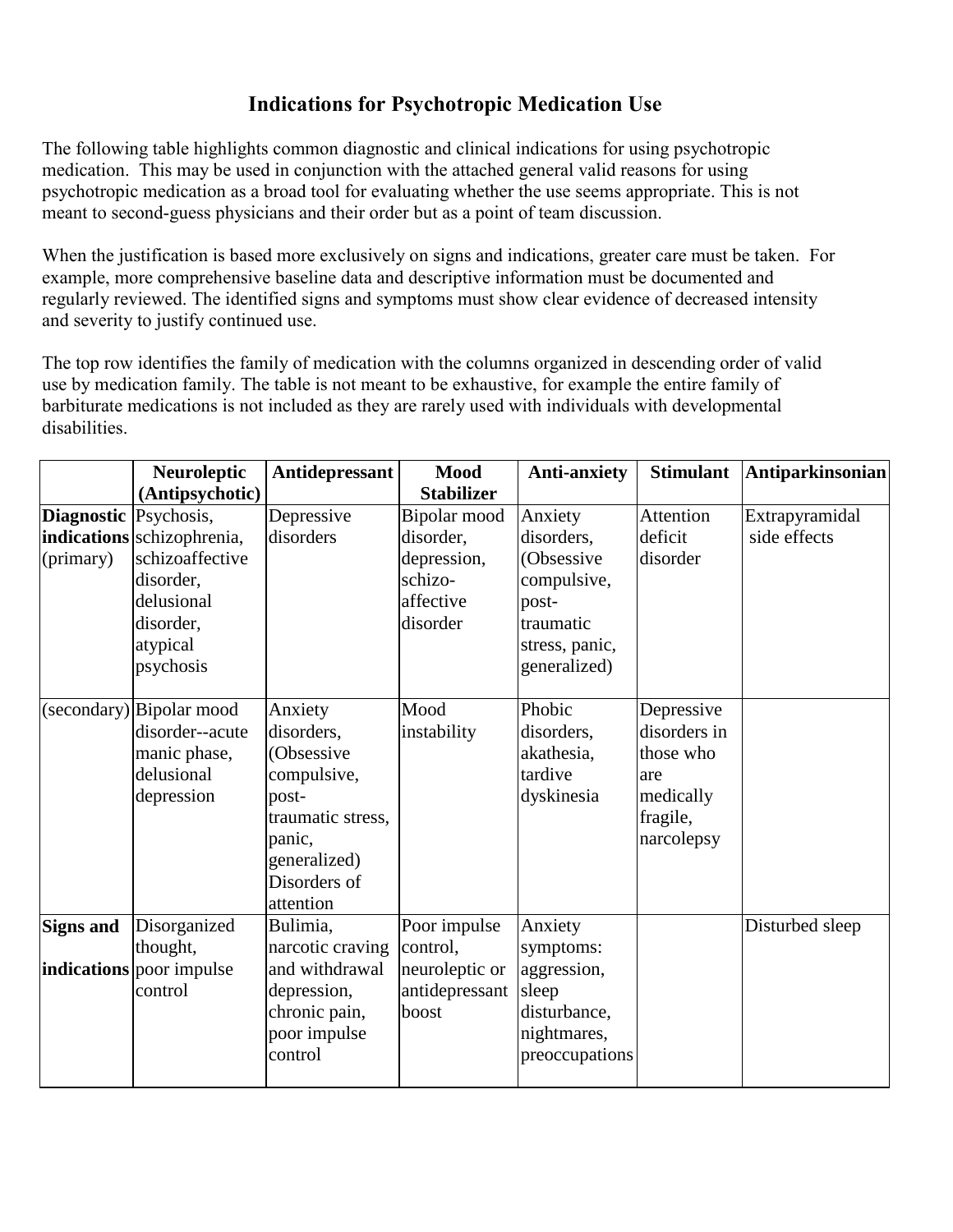# Indications for Psychotropic Medication Use

The following table highlights common diagnostic and clinical indications for using psychotropic medication. This may be used in conjunction with the attached general valid reasons for using psychotropic medication as a broad tool for evaluating whether the use seems appropriate. This is not meant to second-guess physicians and their order but as a point of team discussion.

When the justification is based more exclusively on signs and indications, greater care must be taken. For example, more comprehensive baseline data and descriptive information must be documented and regularly reviewed. The identified signs and symptoms must show clear evidence of decreased intensity and severity to justify continued use.

The top row identifies the family of medication with the columns organized in descending order of valid use by medication family. The table is not meant to be exhaustive, for example the entire family of barbiturate medications is not included as they are rarely used with individuals with developmental disabilities.

| | **Neuroleptic (Antipsychotic)** | **Antidepressant** | **Mood Stabilizer** | **Anti-anxiety** | **Stimulant** | **Antiparkinsonian** |
|---|---|---|---|---|---|---|
| **Diagnostic indications** (primary) | Psychosis, schizophrenia, schizoaffective disorder, delusional disorder, atypical psychosis | Depressive disorders | Bipolar mood disorder, depression, schizo-affective disorder | Anxiety disorders, (Obsessive compulsive, post-traumatic stress, panic, generalized) | Attention deficit disorder | Extrapyramidal side effects |
| (secondary) | Bipolar mood disorder--acute manic phase, delusional depression | Anxiety disorders, (Obsessive compulsive, post-traumatic stress, panic, generalized) Disorders of attention | Mood instability | Phobic disorders, akathesia, tardive dyskinesia | Depressive disorders in those who are medically fragile, narcolepsy | |
| **Signs and indications** | Disorganized thought, poor impulse control | Bulimia, narcotic craving and withdrawal depression, chronic pain, poor impulse control | Poor impulse control, neuroleptic or antidepressant boost | Anxiety symptoms: aggression, sleep disturbance, nightmares, preoccupations | | Disturbed sleep |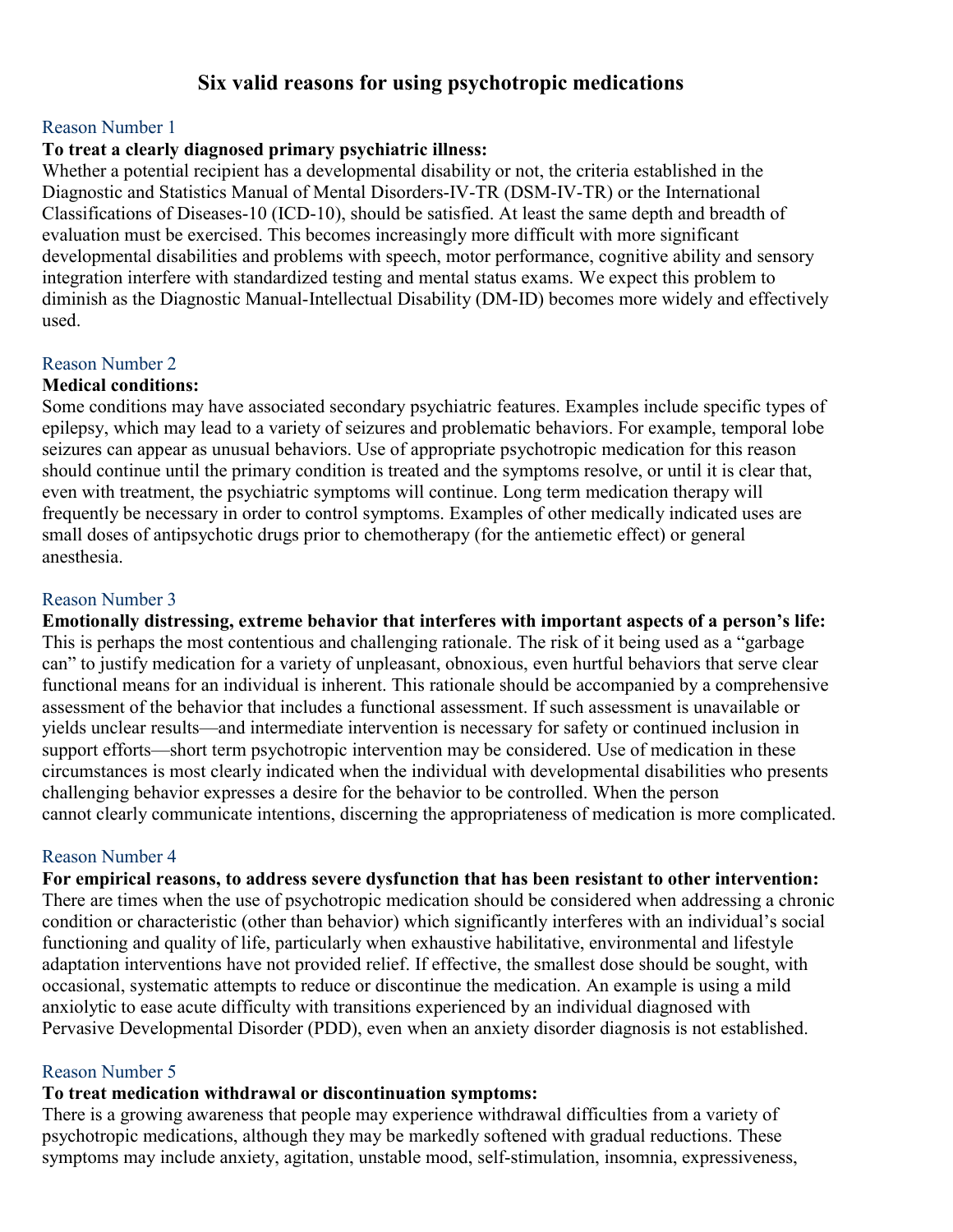# Six valid reasons for using psychotropic medications

## Reason Number 1

**To treat a clearly diagnosed primary psychiatric illness:**

Whether a potential recipient has a developmental disability or not, the criteria established in the Diagnostic and Statistics Manual of Mental Disorders-IV-TR (DSM-IV-TR) or the International Classifications of Diseases-10 (ICD-10), should be satisfied. At least the same depth and breadth of evaluation must be exercised. This becomes increasingly more difficult with more significant developmental disabilities and problems with speech, motor performance, cognitive ability and sensory integration interfere with standardized testing and mental status exams. We expect this problem to diminish as the Diagnostic Manual-Intellectual Disability (DM-ID) becomes more widely and effectively used.

## Reason Number 2

**Medical conditions:**

Some conditions may have associated secondary psychiatric features. Examples include specific types of epilepsy, which may lead to a variety of seizures and problematic behaviors. For example, temporal lobe seizures can appear as unusual behaviors. Use of appropriate psychotropic medication for this reason should continue until the primary condition is treated and the symptoms resolve, or until it is clear that, even with treatment, the psychiatric symptoms will continue. Long term medication therapy will frequently be necessary in order to control symptoms. Examples of other medically indicated uses are small doses of antipsychotic drugs prior to chemotherapy (for the antiemetic effect) or general anesthesia.

## Reason Number 3

**Emotionally distressing, extreme behavior that interferes with important aspects of a person's life:**

This is perhaps the most contentious and challenging rationale. The risk of it being used as a "garbage can" to justify medication for a variety of unpleasant, obnoxious, even hurtful behaviors that serve clear functional means for an individual is inherent. This rationale should be accompanied by a comprehensive assessment of the behavior that includes a functional assessment. If such assessment is unavailable or yields unclear results—and intermediate intervention is necessary for safety or continued inclusion in support efforts—short term psychotropic intervention may be considered. Use of medication in these circumstances is most clearly indicated when the individual with developmental disabilities who presents challenging behavior expresses a desire for the behavior to be controlled. When the person cannot clearly communicate intentions, discerning the appropriateness of medication is more complicated.

## Reason Number 4

**For empirical reasons, to address severe dysfunction that has been resistant to other intervention:**

There are times when the use of psychotropic medication should be considered when addressing a chronic condition or characteristic (other than behavior) which significantly interferes with an individual's social functioning and quality of life, particularly when exhaustive habilitative, environmental and lifestyle adaptation interventions have not provided relief. If effective, the smallest dose should be sought, with occasional, systematic attempts to reduce or discontinue the medication. An example is using a mild anxiolytic to ease acute difficulty with transitions experienced by an individual diagnosed with Pervasive Developmental Disorder (PDD), even when an anxiety disorder diagnosis is not established.

## Reason Number 5

**To treat medication withdrawal or discontinuation symptoms:**

There is a growing awareness that people may experience withdrawal difficulties from a variety of psychotropic medications, although they may be markedly softened with gradual reductions. These symptoms may include anxiety, agitation, unstable mood, self-stimulation, insomnia, expressiveness,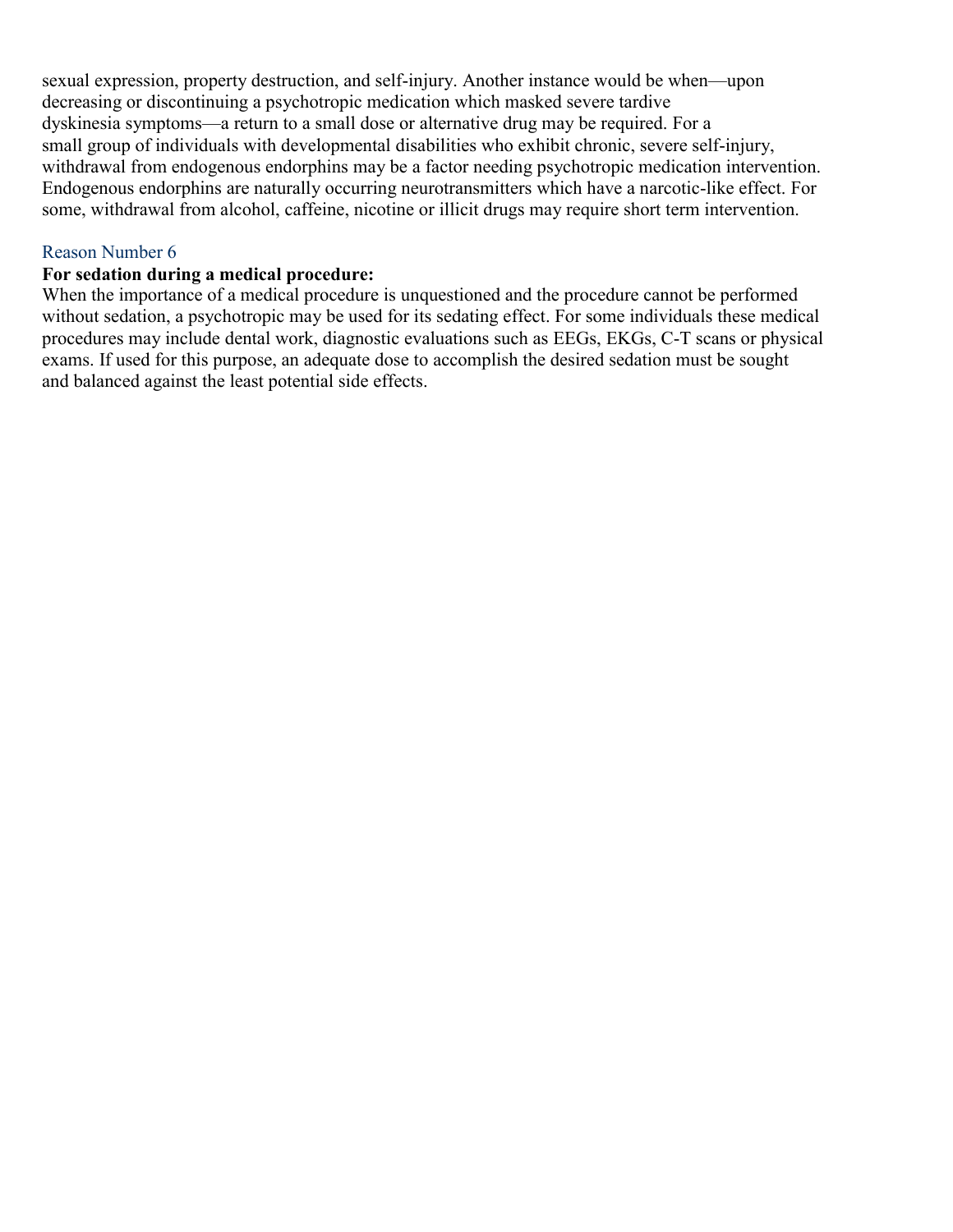sexual expression, property destruction, and self-injury. Another instance would be when—upon decreasing or discontinuing a psychotropic medication which masked severe tardive dyskinesia symptoms—a return to a small dose or alternative drug may be required. For a small group of individuals with developmental disabilities who exhibit chronic, severe self-injury, withdrawal from endogenous endorphins may be a factor needing psychotropic medication intervention. Endogenous endorphins are naturally occurring neurotransmitters which have a narcotic-like effect. For some, withdrawal from alcohol, caffeine, nicotine or illicit drugs may require short term intervention.

### Reason Number 6

**For sedation during a medical procedure:**
When the importance of a medical procedure is unquestioned and the procedure cannot be performed without sedation, a psychotropic may be used for its sedating effect. For some individuals these medical procedures may include dental work, diagnostic evaluations such as EEGs, EKGs, C-T scans or physical exams. If used for this purpose, an adequate dose to accomplish the desired sedation must be sought and balanced against the least potential side effects.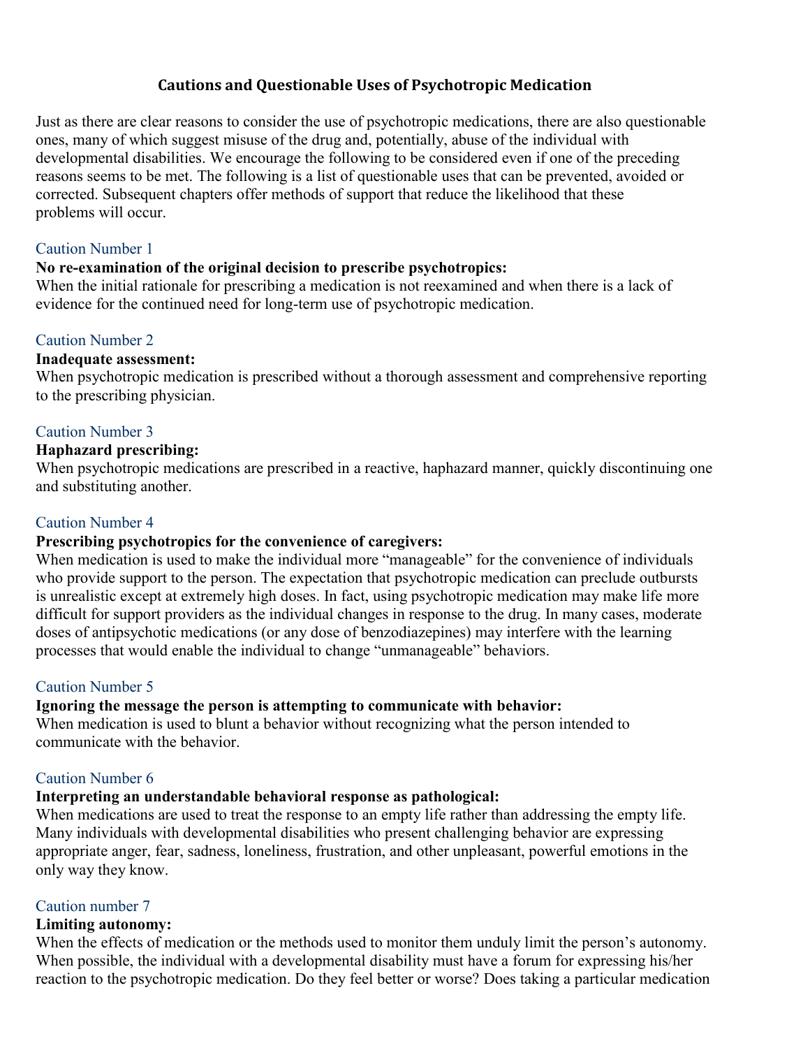## Cautions and Questionable Uses of Psychotropic Medication

Just as there are clear reasons to consider the use of psychotropic medications, there are also questionable ones, many of which suggest misuse of the drug and, potentially, abuse of the individual with developmental disabilities. We encourage the following to be considered even if one of the preceding reasons seems to be met. The following is a list of questionable uses that can be prevented, avoided or corrected. Subsequent chapters offer methods of support that reduce the likelihood that these problems will occur.

### Caution Number 1

**No re-examination of the original decision to prescribe psychotropics:**
When the initial rationale for prescribing a medication is not reexamined and when there is a lack of evidence for the continued need for long-term use of psychotropic medication.

### Caution Number 2

**Inadequate assessment:**
When psychotropic medication is prescribed without a thorough assessment and comprehensive reporting to the prescribing physician.

### Caution Number 3

**Haphazard prescribing:**
When psychotropic medications are prescribed in a reactive, haphazard manner, quickly discontinuing one and substituting another.

### Caution Number 4

**Prescribing psychotropics for the convenience of caregivers:**
When medication is used to make the individual more "manageable" for the convenience of individuals who provide support to the person. The expectation that psychotropic medication can preclude outbursts is unrealistic except at extremely high doses. In fact, using psychotropic medication may make life more difficult for support providers as the individual changes in response to the drug. In many cases, moderate doses of antipsychotic medications (or any dose of benzodiazepines) may interfere with the learning processes that would enable the individual to change "unmanageable" behaviors.

### Caution Number 5

**Ignoring the message the person is attempting to communicate with behavior:**
When medication is used to blunt a behavior without recognizing what the person intended to communicate with the behavior.

### Caution Number 6

**Interpreting an understandable behavioral response as pathological:**
When medications are used to treat the response to an empty life rather than addressing the empty life. Many individuals with developmental disabilities who present challenging behavior are expressing appropriate anger, fear, sadness, loneliness, frustration, and other unpleasant, powerful emotions in the only way they know.

### Caution number 7

**Limiting autonomy:**
When the effects of medication or the methods used to monitor them unduly limit the person's autonomy. When possible, the individual with a developmental disability must have a forum for expressing his/her reaction to the psychotropic medication. Do they feel better or worse? Does taking a particular medication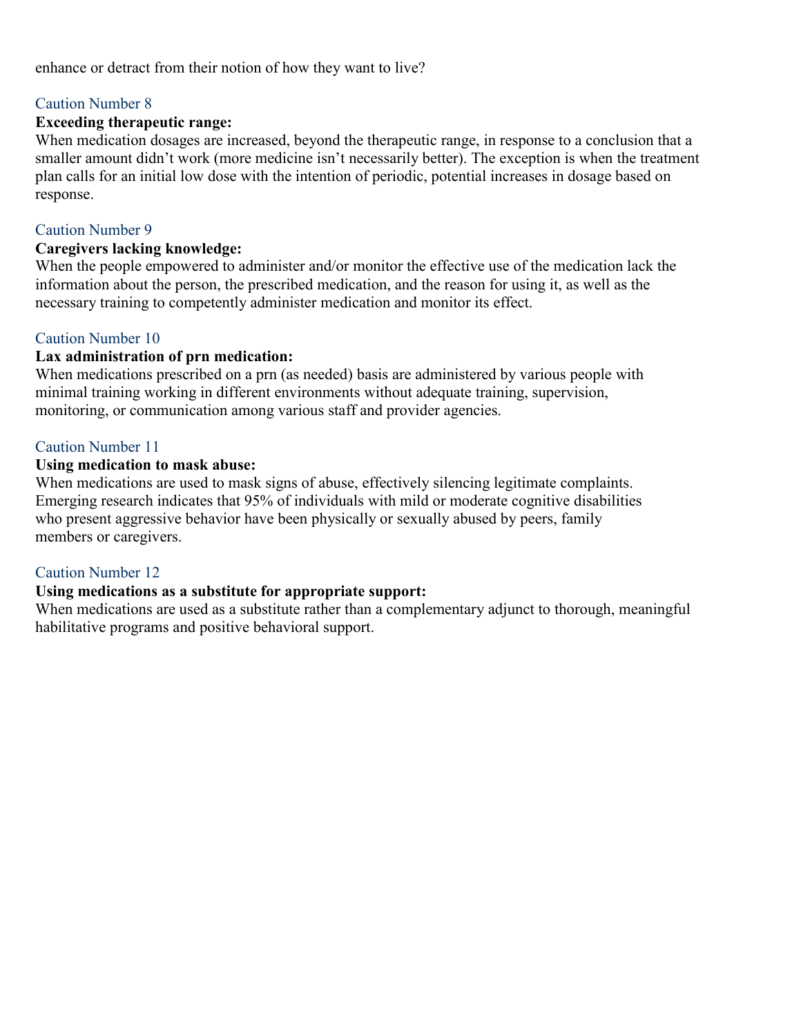enhance or detract from their notion of how they want to live?

### Caution Number 8

**Exceeding therapeutic range:**

When medication dosages are increased, beyond the therapeutic range, in response to a conclusion that a smaller amount didn't work (more medicine isn't necessarily better). The exception is when the treatment plan calls for an initial low dose with the intention of periodic, potential increases in dosage based on response.

### Caution Number 9

**Caregivers lacking knowledge:**

When the people empowered to administer and/or monitor the effective use of the medication lack the information about the person, the prescribed medication, and the reason for using it, as well as the necessary training to competently administer medication and monitor its effect.

### Caution Number 10

**Lax administration of prn medication:**

When medications prescribed on a prn (as needed) basis are administered by various people with minimal training working in different environments without adequate training, supervision, monitoring, or communication among various staff and provider agencies.

### Caution Number 11

**Using medication to mask abuse:**

When medications are used to mask signs of abuse, effectively silencing legitimate complaints. Emerging research indicates that 95% of individuals with mild or moderate cognitive disabilities who present aggressive behavior have been physically or sexually abused by peers, family members or caregivers.

### Caution Number 12

**Using medications as a substitute for appropriate support:**

When medications are used as a substitute rather than a complementary adjunct to thorough, meaningful habilitative programs and positive behavioral support.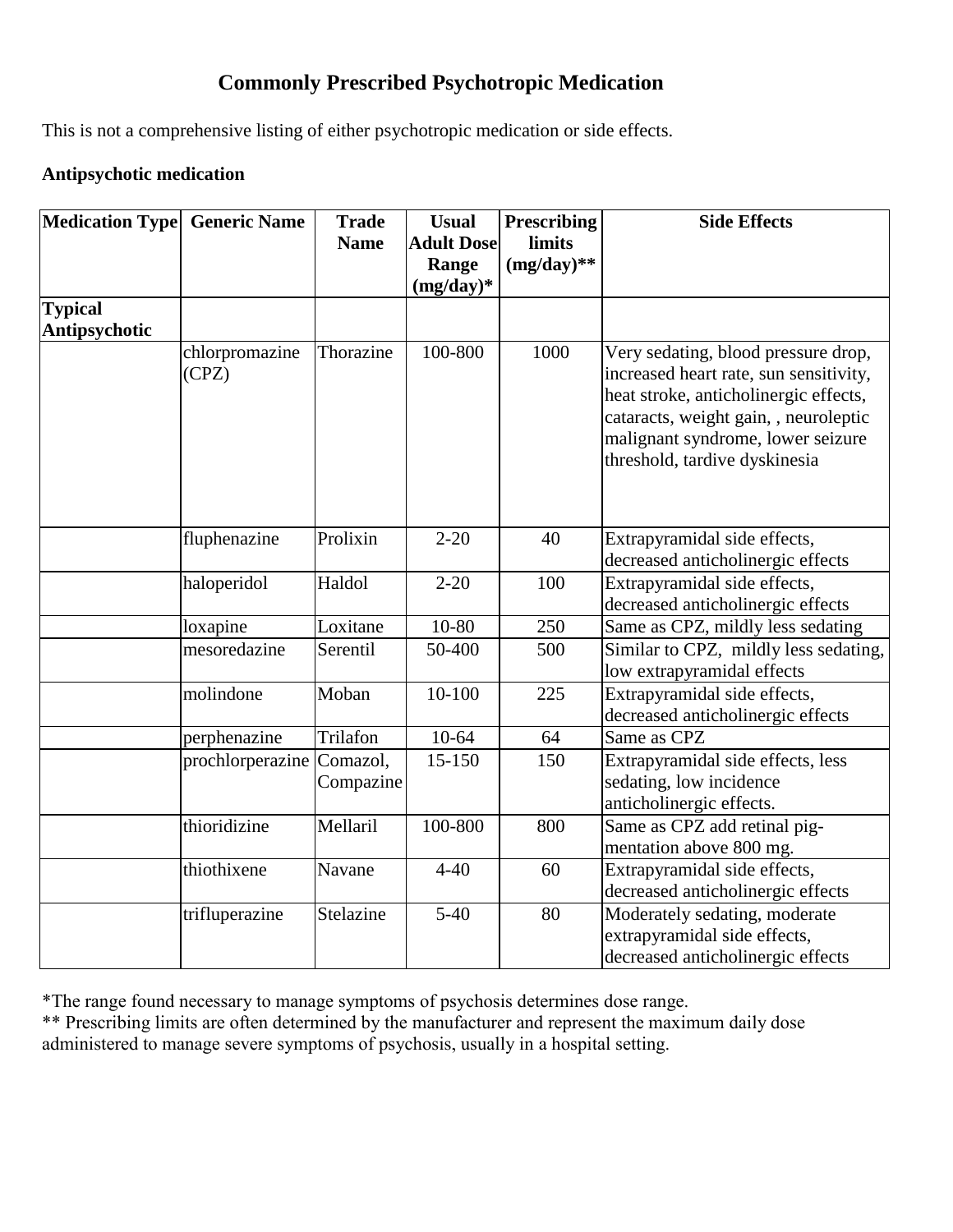# Commonly Prescribed Psychotropic Medication

This is not a comprehensive listing of either psychotropic medication or side effects.

**Antipsychotic medication**

| Medication Type | Generic Name | Trade Name | Usual Adult Dose Range (mg/day)* | Prescribing limits (mg/day)** | Side Effects |
|---|---|---|---|---|---|
| **Typical Antipsychotic** | | | | | |
| | chlorpromazine (CPZ) | Thorazine | 100-800 | 1000 | Very sedating, blood pressure drop, increased heart rate, sun sensitivity, heat stroke, anticholinergic effects, cataracts, weight gain, , neuroleptic malignant syndrome, lower seizure threshold, tardive dyskinesia |
| | fluphenazine | Prolixin | 2-20 | 40 | Extrapyramidal side effects, decreased anticholinergic effects |
| | haloperidol | Haldol | 2-20 | 100 | Extrapyramidal side effects, decreased anticholinergic effects |
| | loxapine | Loxitane | 10-80 | 250 | Same as CPZ, mildly less sedating |
| | mesoredazine | Serentil | 50-400 | 500 | Similar to CPZ, mildly less sedating, low extrapyramidal effects |
| | molindone | Moban | 10-100 | 225 | Extrapyramidal side effects, decreased anticholinergic effects |
| | perphenazine | Trilafon | 10-64 | 64 | Same as CPZ |
| | prochlorperazine | Comazol, Compazine | 15-150 | 150 | Extrapyramidal side effects, less sedating, low incidence anticholinergic effects. |
| | thioridizine | Mellaril | 100-800 | 800 | Same as CPZ add retinal pig-mentation above 800 mg. |
| | thiothixene | Navane | 4-40 | 60 | Extrapyramidal side effects, decreased anticholinergic effects |
| | trifluperazine | Stelazine | 5-40 | 80 | Moderately sedating, moderate extrapyramidal side effects, decreased anticholinergic effects |

*The range found necessary to manage symptoms of psychosis determines dose range.
** Prescribing limits are often determined by the manufacturer and represent the maximum daily dose administered to manage severe symptoms of psychosis, usually in a hospital setting.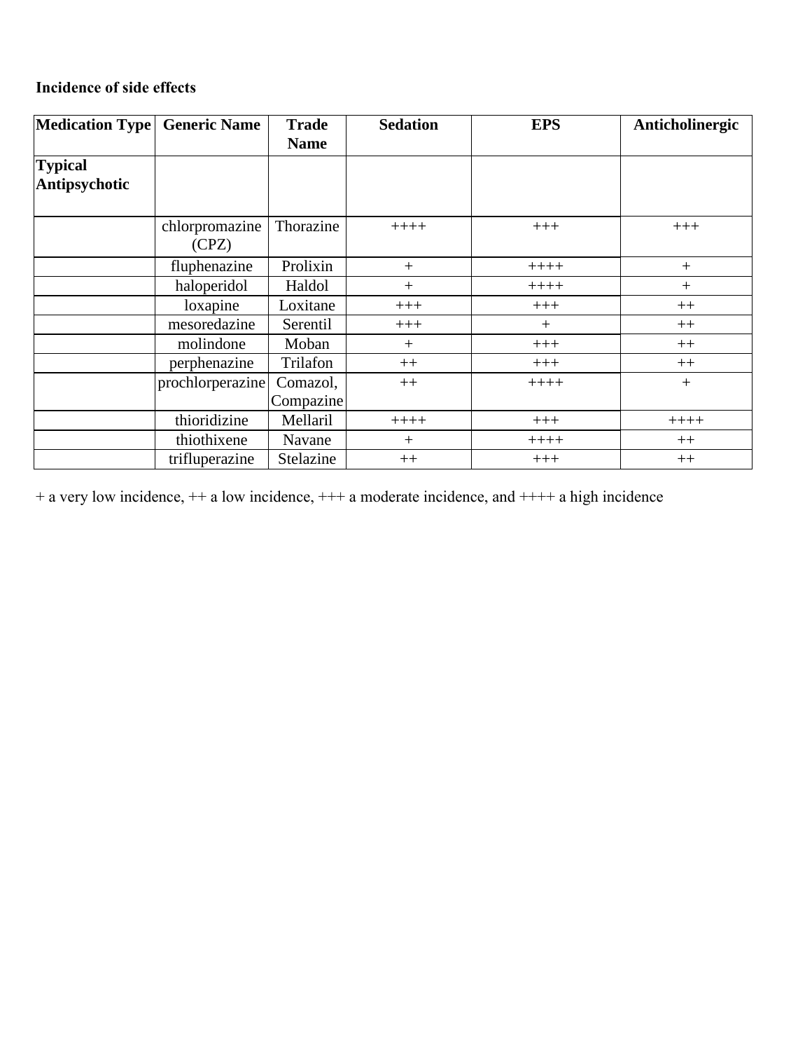**Incidence of side effects**

| Medication Type | Generic Name | Trade Name | Sedation | EPS | Anticholinergic |
|---|---|---|---|---|---|
| **Typical Antipsychotic** | | | | | |
| | chlorpromazine (CPZ) | Thorazine | ++++ | +++ | +++ |
| | fluphenazine | Prolixin | + | ++++ | + |
| | haloperidol | Haldol | + | ++++ | + |
| | loxapine | Loxitane | +++ | +++ | ++ |
| | mesoredazine | Serentil | +++ | + | ++ |
| | molindone | Moban | + | +++ | ++ |
| | perphenazine | Trilafon | ++ | +++ | ++ |
| | prochlorperazine | Comazol, Compazine | ++ | ++++ | + |
| | thioridizine | Mellaril | ++++ | +++ | ++++ |
| | thiothixene | Navane | + | ++++ | ++ |
| | trifluperazine | Stelazine | ++ | +++ | ++ |

+ a very low incidence, ++ a low incidence, +++ a moderate incidence, and ++++ a high incidence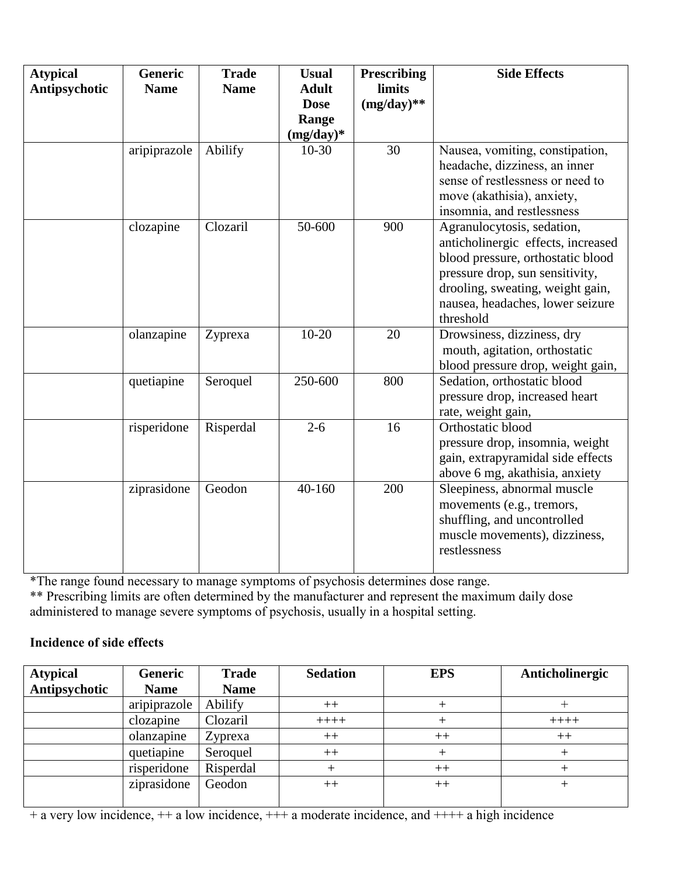| Atypical Antipsychotic | Generic Name | Trade Name | Usual Adult Dose Range (mg/day)* | Prescribing limits (mg/day)** | Side Effects |
|---|---|---|---|---|---|
| | aripiprazole | Abilify | 10-30 | 30 | Nausea, vomiting, constipation, headache, dizziness, an inner sense of restlessness or need to move (akathisia), anxiety, insomnia, and restlessness |
| | clozapine | Clozaril | 50-600 | 900 | Agranulocytosis, sedation, anticholinergic effects, increased blood pressure, orthostatic blood pressure drop, sun sensitivity, drooling, sweating, weight gain, nausea, headaches, lower seizure threshold |
| | olanzapine | Zyprexa | 10-20 | 20 | Drowsiness, dizziness, dry mouth, agitation, orthostatic blood pressure drop, weight gain, |
| | quetiapine | Seroquel | 250-600 | 800 | Sedation, orthostatic blood pressure drop, increased heart rate, weight gain, |
| | risperidone | Risperdal | 2-6 | 16 | Orthostatic blood pressure drop, insomnia, weight gain, extrapyramidal side effects above 6 mg, akathisia, anxiety |
| | ziprasidone | Geodon | 40-160 | 200 | Sleepiness, abnormal muscle movements (e.g., tremors, shuffling, and uncontrolled muscle movements), dizziness, restlessness |

*The range found necessary to manage symptoms of psychosis determines dose range.
** Prescribing limits are often determined by the manufacturer and represent the maximum daily dose administered to manage severe symptoms of psychosis, usually in a hospital setting.

**Incidence of side effects**

| Atypical Antipsychotic | Generic Name | Trade Name | Sedation | EPS | Anticholinergic |
|---|---|---|---|---|---|
| | aripiprazole | Abilify | ++ | + | + |
| | clozapine | Clozaril | ++++ | + | ++++ |
| | olanzapine | Zyprexa | ++ | ++ | ++ |
| | quetiapine | Seroquel | ++ | + | + |
| | risperidone | Risperdal | + | ++ | + |
| | ziprasidone | Geodon | ++ | ++ | + |

+ a very low incidence, ++ a low incidence, +++ a moderate incidence, and ++++ a high incidence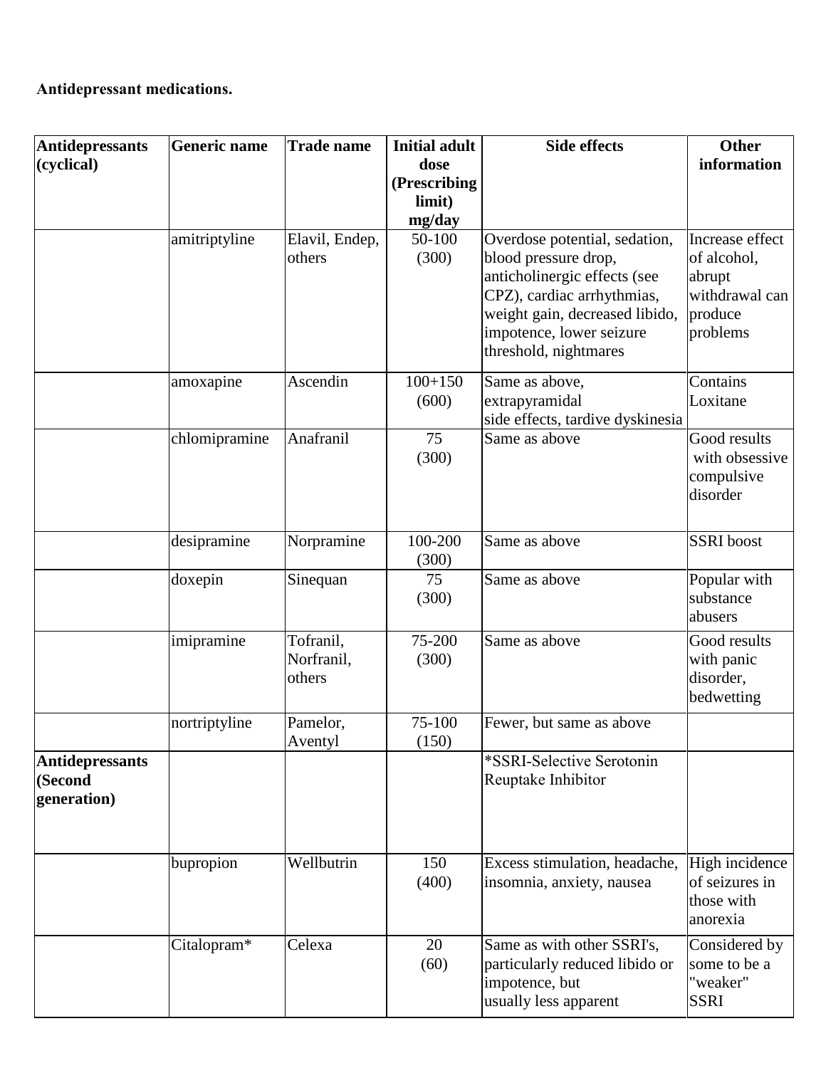**Antidepressant medications.**

| Antidepressants (cyclical) | Generic name | Trade name | Initial adult dose (Prescribing limit) mg/day | Side effects | Other information |
|---|---|---|---|---|---|
| | amitriptyline | Elavil, Endep, others | 50-100 (300) | Overdose potential, sedation, blood pressure drop, anticholinergic effects (see CPZ), cardiac arrhythmias, weight gain, decreased libido, impotence, lower seizure threshold, nightmares | Increase effect of alcohol, abrupt withdrawal can produce problems |
| | amoxapine | Ascendin | 100+150 (600) | Same as above, extrapyramidal side effects, tardive dyskinesia | Contains Loxitane |
| | chlomipramine | Anafranil | 75 (300) | Same as above | Good results with obsessive compulsive disorder |
| | desipramine | Norpramine | 100-200 (300) | Same as above | SSRI boost |
| | doxepin | Sinequan | 75 (300) | Same as above | Popular with substance abusers |
| | imipramine | Tofranil, Norfranil, others | 75-200 (300) | Same as above | Good results with panic disorder, bedwetting |
| | nortriptyline | Pamelor, Aventyl | 75-100 (150) | Fewer, but same as above | |
| **Antidepressants (Second generation)** | | | | *SSRI-Selective Serotonin Reuptake Inhibitor | |
| | bupropion | Wellbutrin | 150 (400) | Excess stimulation, headache, insomnia, anxiety, nausea | High incidence of seizures in those with anorexia |
| | Citalopram* | Celexa | 20 (60) | Same as with other SSRI's, particularly reduced libido or impotence, but usually less apparent | Considered by some to be a "weaker" SSRI |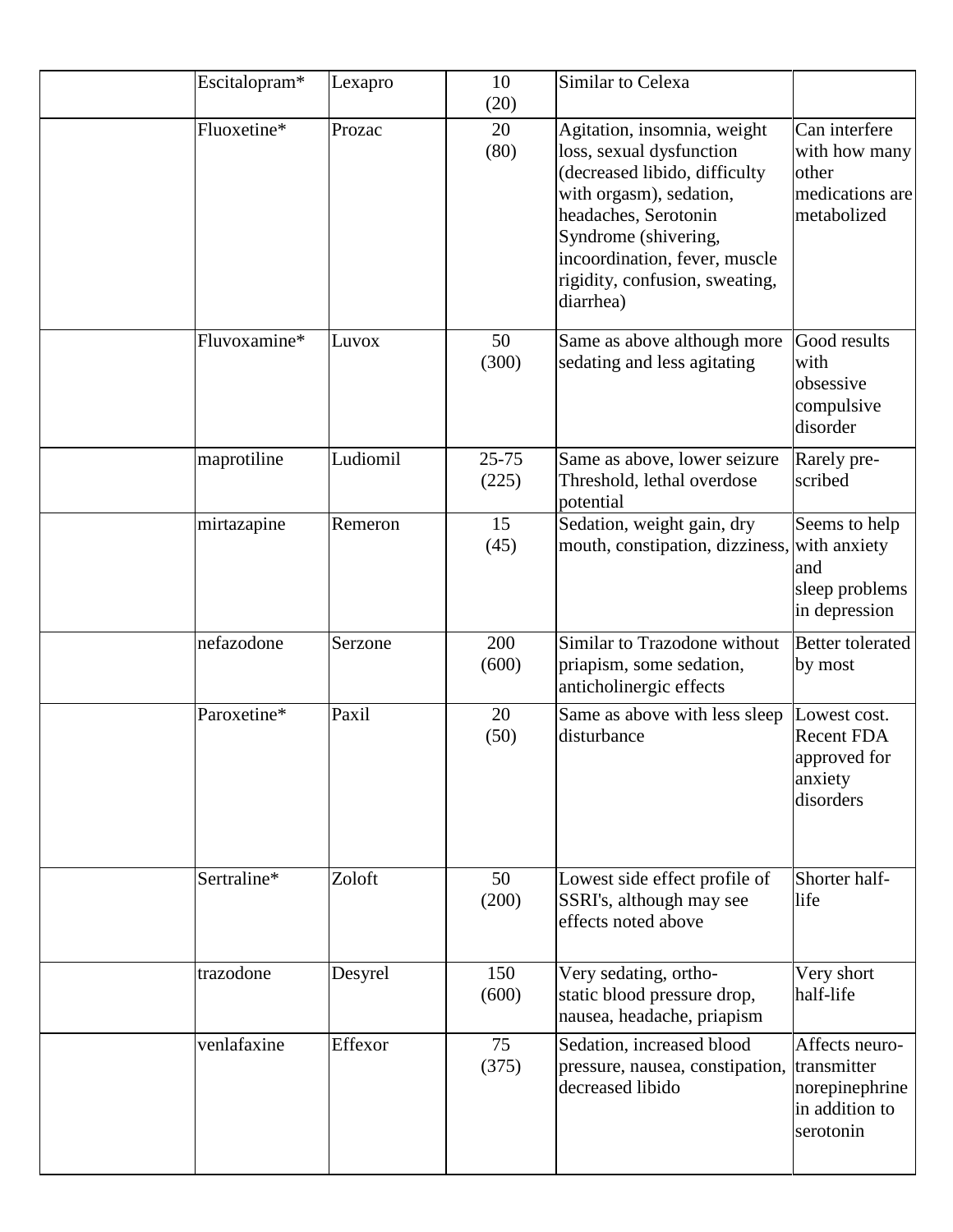|  |  |  |  |  |  |
|---|---|---|---|---|---|
|  | Escitalopram* | Lexapro | 10 (20) | Similar to Celexa |  |
|  | Fluoxetine* | Prozac | 20 (80) | Agitation, insomnia, weight loss, sexual dysfunction (decreased libido, difficulty with orgasm), sedation, headaches, Serotonin Syndrome (shivering, incoordination, fever, muscle rigidity, confusion, sweating, diarrhea) | Can interfere with how many other medications are metabolized |
|  | Fluvoxamine* | Luvox | 50 (300) | Same as above although more sedating and less agitating | Good results with obsessive compulsive disorder |
|  | maprotiline | Ludiomil | 25-75 (225) | Same as above, lower seizure Threshold, lethal overdose potential | Rarely pre-scribed |
|  | mirtazapine | Remeron | 15 (45) | Sedation, weight gain, dry mouth, constipation, dizziness, | Seems to help with anxiety and sleep problems in depression |
|  | nefazodone | Serzone | 200 (600) | Similar to Trazodone without priapism, some sedation, anticholinergic effects | Better tolerated by most |
|  | Paroxetine* | Paxil | 20 (50) | Same as above with less sleep disturbance | Lowest cost. Recent FDA approved for anxiety disorders |
|  | Sertraline* | Zoloft | 50 (200) | Lowest side effect profile of SSRI's, although may see effects noted above | Shorter half-life |
|  | trazodone | Desyrel | 150 (600) | Very sedating, ortho-static blood pressure drop, nausea, headache, priapism | Very short half-life |
|  | venlafaxine | Effexor | 75 (375) | Sedation, increased blood pressure, nausea, constipation, decreased libido | Affects neuro-transmitter norepinephrine in addition to serotonin |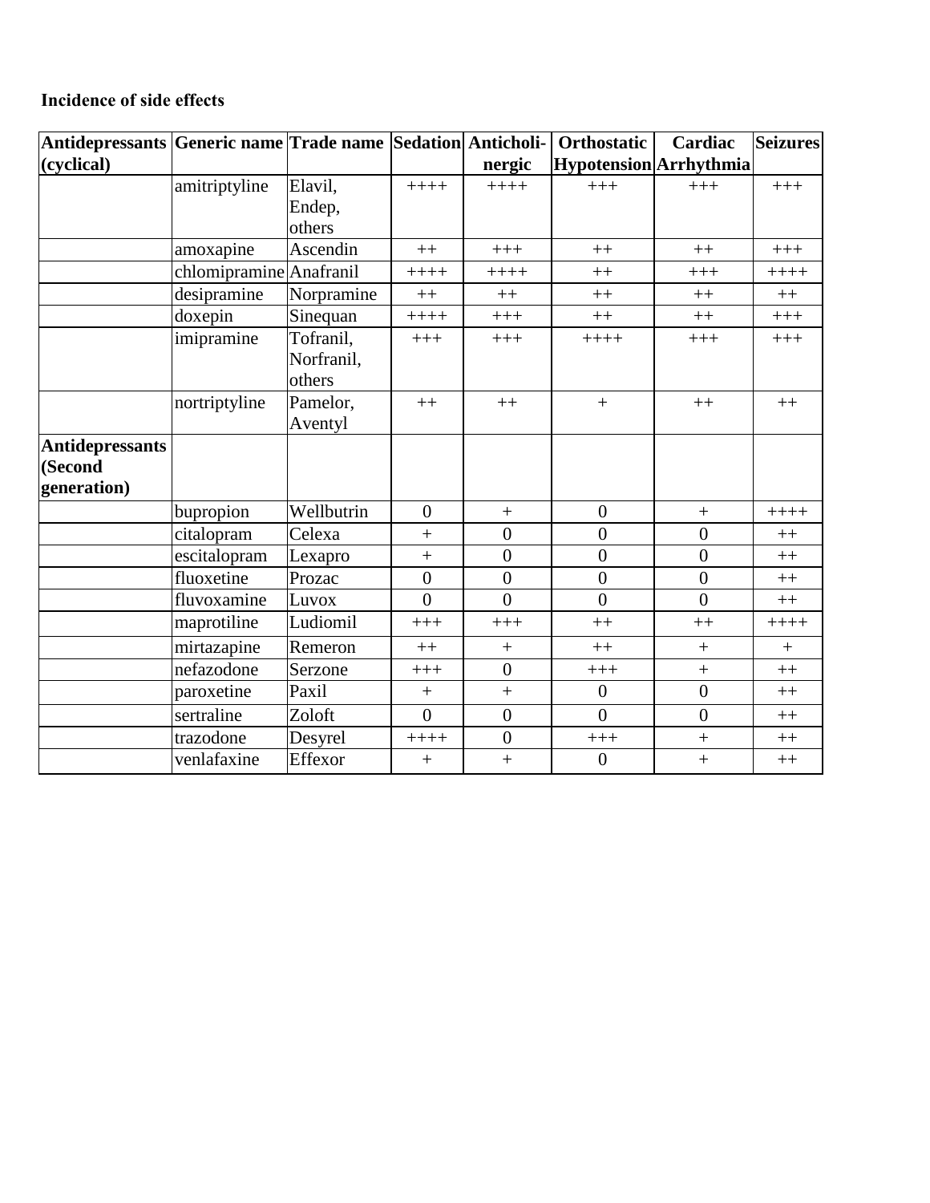**Incidence of side effects**

| Antidepressants (cyclical) | Generic name | Trade name | Sedation | Anticholi-nergic | Orthostatic Hypotension | Cardiac Arrhythmia | Seizures |
|---|---|---|---|---|---|---|---|
| | amitriptyline | Elavil, Endep, others | ++++ | ++++ | +++ | +++ | +++ |
| | amoxapine | Ascendin | ++ | +++ | ++ | ++ | +++ |
| | chlomipramine | Anafranil | ++++ | ++++ | ++ | +++ | ++++ |
| | desipramine | Norpramine | ++ | ++ | ++ | ++ | ++ |
| | doxepin | Sinequan | ++++ | +++ | ++ | ++ | +++ |
| | imipramine | Tofranil, Norfranil, others | +++ | +++ | ++++ | +++ | +++ |
| | nortriptyline | Pamelor, Aventyl | ++ | ++ | + | ++ | ++ |
| **Antidepressants (Second generation)** | | | | | | | |
| | bupropion | Wellbutrin | 0 | + | 0 | + | ++++ |
| | citalopram | Celexa | + | 0 | 0 | 0 | ++ |
| | escitalopram | Lexapro | + | 0 | 0 | 0 | ++ |
| | fluoxetine | Prozac | 0 | 0 | 0 | 0 | ++ |
| | fluvoxamine | Luvox | 0 | 0 | 0 | 0 | ++ |
| | maprotiline | Ludiomil | +++ | +++ | ++ | ++ | ++++ |
| | mirtazapine | Remeron | ++ | + | ++ | + | + |
| | nefazodone | Serzone | +++ | 0 | +++ | + | ++ |
| | paroxetine | Paxil | + | + | 0 | 0 | ++ |
| | sertraline | Zoloft | 0 | 0 | 0 | 0 | ++ |
| | trazodone | Desyrel | ++++ | 0 | +++ | + | ++ |
| | venlafaxine | Effexor | + | + | 0 | + | ++ |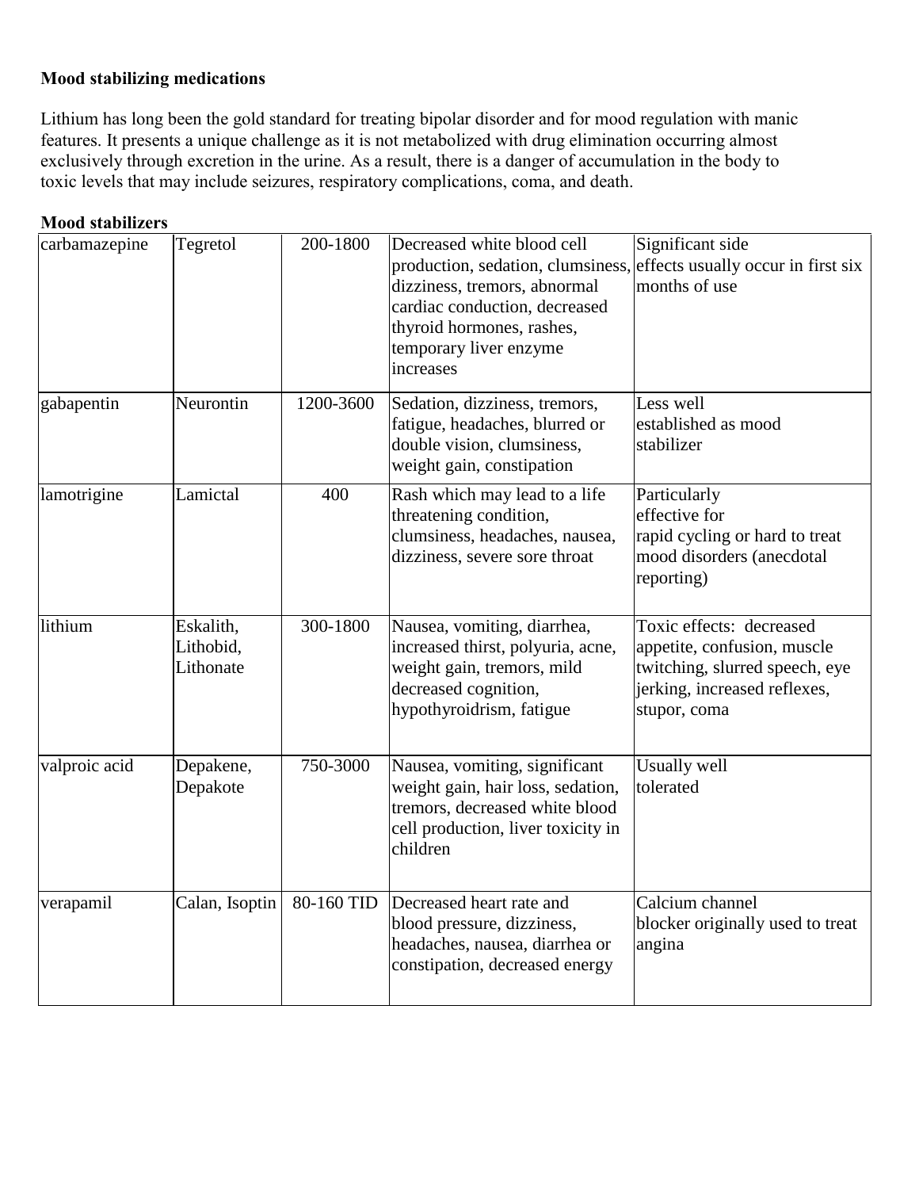**Mood stabilizing medications**

Lithium has long been the gold standard for treating bipolar disorder and for mood regulation with manic features. It presents a unique challenge as it is not metabolized with drug elimination occurring almost exclusively through excretion in the urine. As a result, there is a danger of accumulation in the body to toxic levels that may include seizures, respiratory complications, coma, and death.

**Mood stabilizers**

| | | | | |
|---|---|---|---|---|
| carbamazepine | Tegretol | 200-1800 | Decreased white blood cell production, sedation, clumsiness, dizziness, tremors, abnormal cardiac conduction, decreased thyroid hormones, rashes, temporary liver enzyme increases | Significant side effects usually occur in first six months of use |
| gabapentin | Neurontin | 1200-3600 | Sedation, dizziness, tremors, fatigue, headaches, blurred or double vision, clumsiness, weight gain, constipation | Less well established as mood stabilizer |
| lamotrigine | Lamictal | 400 | Rash which may lead to a life threatening condition, clumsiness, headaches, nausea, dizziness, severe sore throat | Particularly effective for rapid cycling or hard to treat mood disorders (anecdotal reporting) |
| lithium | Eskalith, Lithobid, Lithonate | 300-1800 | Nausea, vomiting, diarrhea, increased thirst, polyuria, acne, weight gain, tremors, mild decreased cognition, hypothyroidrism, fatigue | Toxic effects: decreased appetite, confusion, muscle twitching, slurred speech, eye jerking, increased reflexes, stupor, coma |
| valproic acid | Depakene, Depakote | 750-3000 | Nausea, vomiting, significant weight gain, hair loss, sedation, tremors, decreased white blood cell production, liver toxicity in children | Usually well tolerated |
| verapamil | Calan, Isoptin | 80-160 TID | Decreased heart rate and blood pressure, dizziness, headaches, nausea, diarrhea or constipation, decreased energy | Calcium channel blocker originally used to treat angina |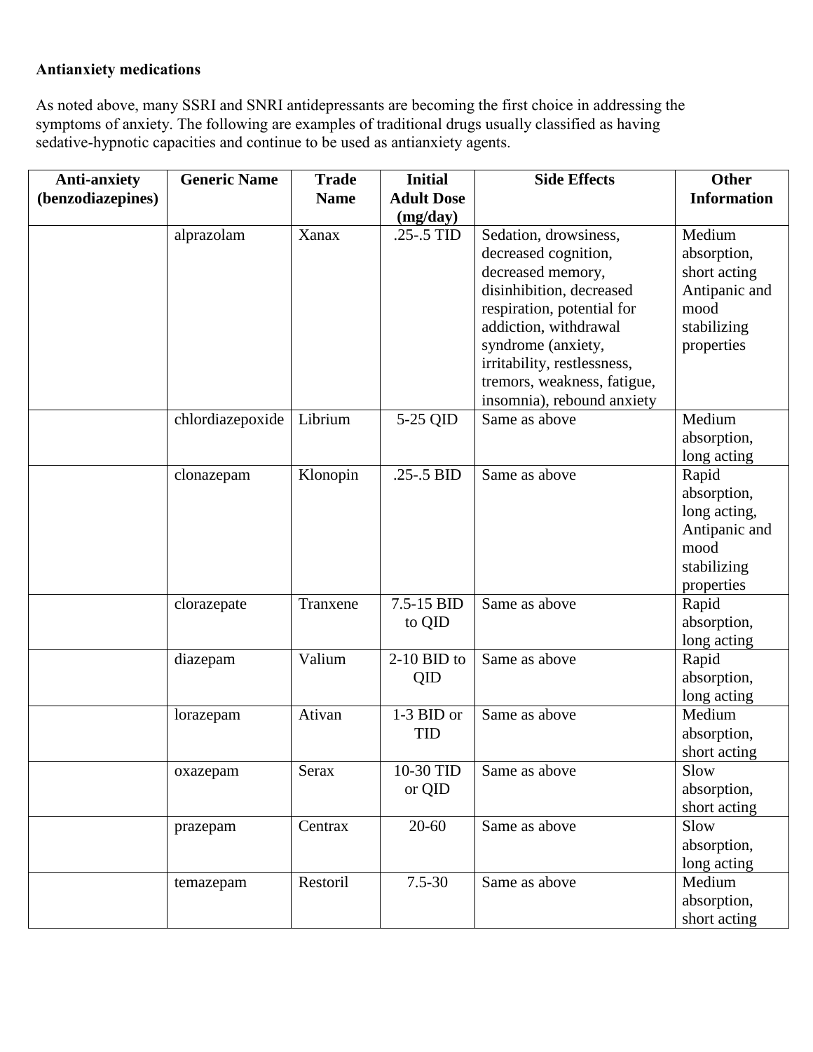**Antianxiety medications**

As noted above, many SSRI and SNRI antidepressants are becoming the first choice in addressing the symptoms of anxiety. The following are examples of traditional drugs usually classified as having sedative-hypnotic capacities and continue to be used as antianxiety agents.

| Anti-anxiety (benzodiazepines) | Generic Name | Trade Name | Initial Adult Dose (mg/day) | Side Effects | Other Information |
|---|---|---|---|---|---|
| | alprazolam | Xanax | .25-.5 TID | Sedation, drowsiness, decreased cognition, decreased memory, disinhibition, decreased respiration, potential for addiction, withdrawal syndrome (anxiety, irritability, restlessness, tremors, weakness, fatigue, insomnia), rebound anxiety | Medium absorption, short acting Antipanic and mood stabilizing properties |
| | chlordiazepoxide | Librium | 5-25 QID | Same as above | Medium absorption, long acting |
| | clonazepam | Klonopin | .25-.5 BID | Same as above | Rapid absorption, long acting, Antipanic and mood stabilizing properties |
| | clorazepate | Tranxene | 7.5-15 BID to QID | Same as above | Rapid absorption, long acting |
| | diazepam | Valium | 2-10 BID to QID | Same as above | Rapid absorption, long acting |
| | lorazepam | Ativan | 1-3 BID or TID | Same as above | Medium absorption, short acting |
| | oxazepam | Serax | 10-30 TID or QID | Same as above | Slow absorption, short acting |
| | prazepam | Centrax | 20-60 | Same as above | Slow absorption, long acting |
| | temazepam | Restoril | 7.5-30 | Same as above | Medium absorption, short acting |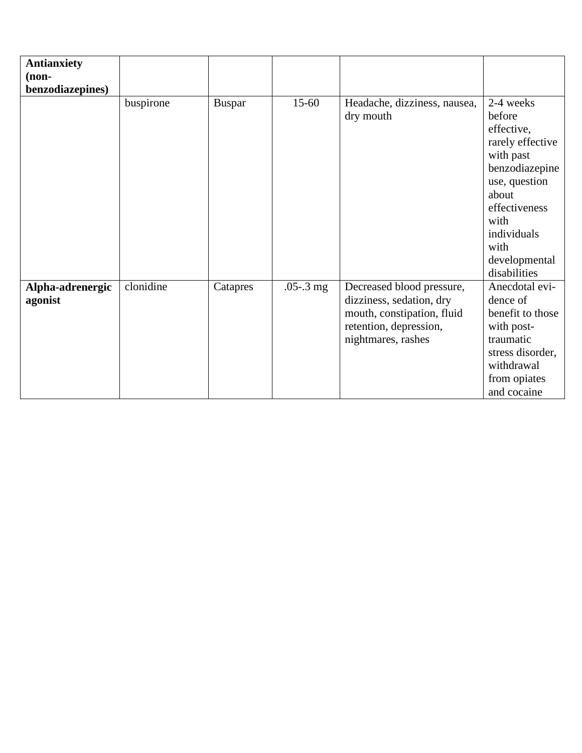| **Antianxiety (non-benzodiazepines)** | | | | | |
|---|---|---|---|---|---|
| | buspirone | Buspar | 15-60 | Headache, dizziness, nausea, dry mouth | 2-4 weeks before effective, rarely effective with past benzodiazepine use, question about effectiveness with individuals with developmental disabilities |
| **Alpha-adrenergic agonist** | clonidine | Catapres | .05-.3 mg | Decreased blood pressure, dizziness, sedation, dry mouth, constipation, fluid retention, depression, nightmares, rashes | Anecdotal evidence of benefit to those with post-traumatic stress disorder, withdrawal from opiates and cocaine |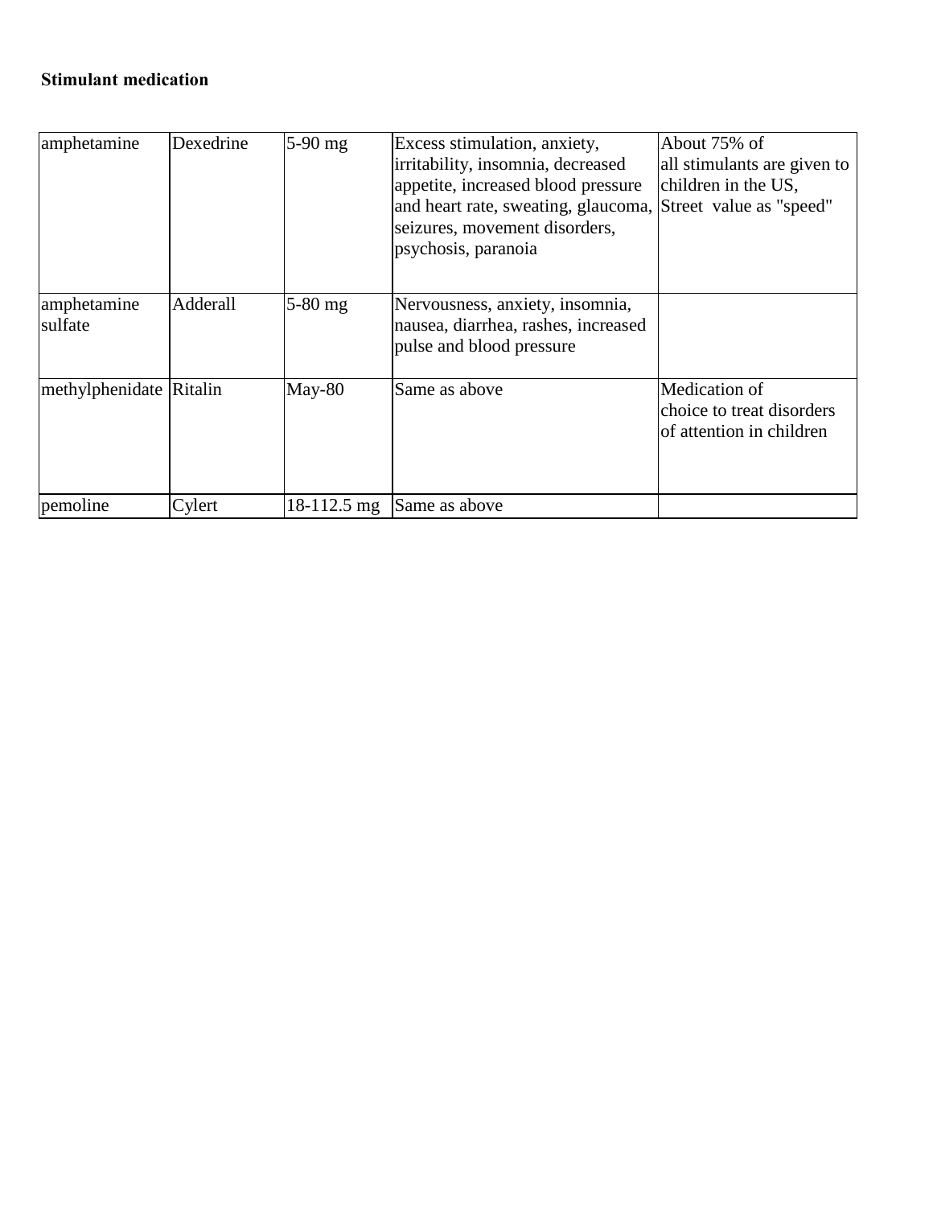**Stimulant medication**

| amphetamine | Dexedrine | 5-90 mg | Excess stimulation, anxiety, irritability, insomnia, decreased appetite, increased blood pressure and heart rate, sweating, glaucoma, seizures, movement disorders, psychosis, paranoia | About 75% of all stimulants are given to children in the US, Street value as "speed" |
|---|---|---|---|---|
| amphetamine sulfate | Adderall | 5-80 mg | Nervousness, anxiety, insomnia, nausea, diarrhea, rashes, increased pulse and blood pressure | |
| methylphenidate | Ritalin | May-80 | Same as above | Medication of choice to treat disorders of attention in children |
| pemoline | Cylert | 18-112.5 mg | Same as above | |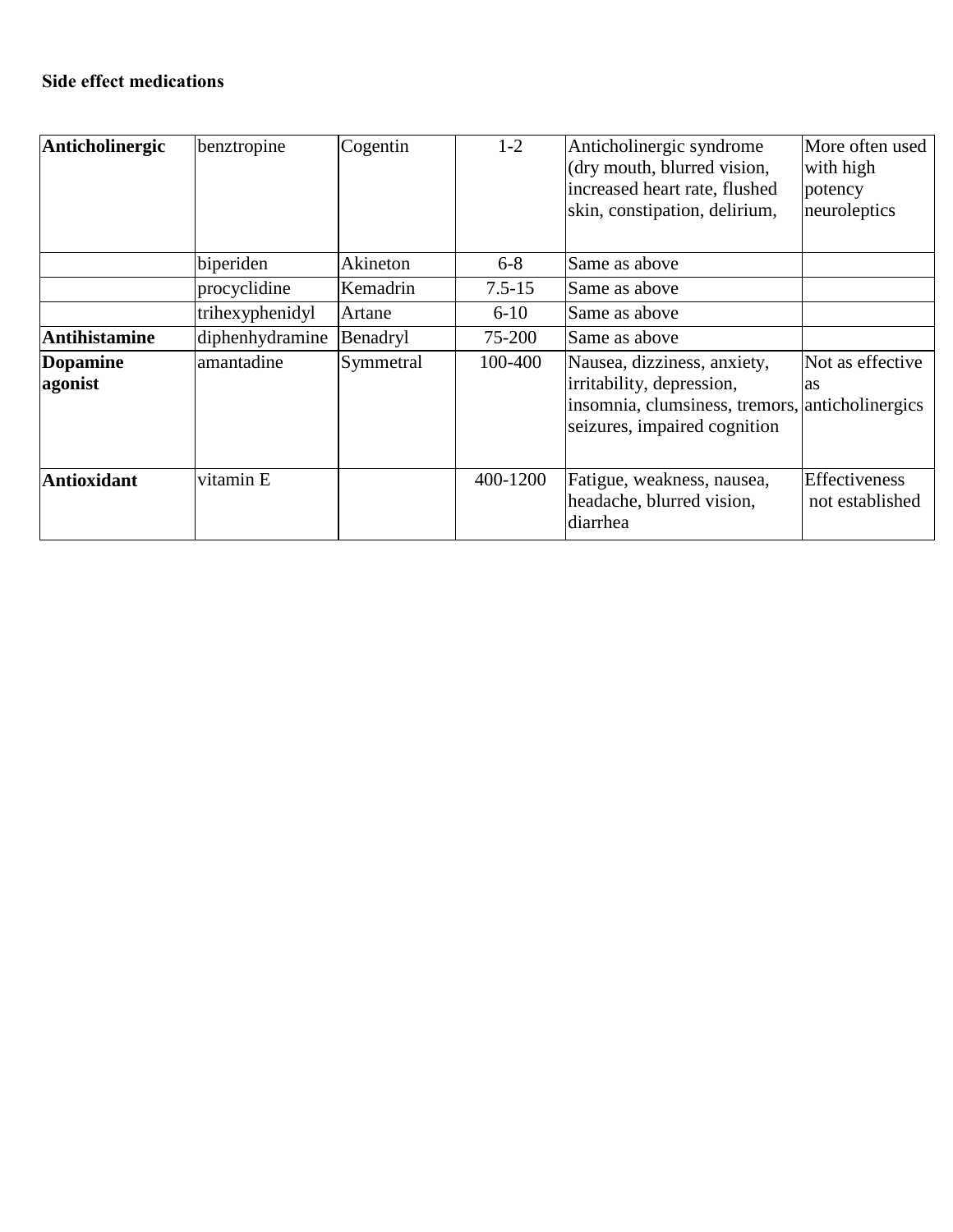**Side effect medications**

| | | | | | |
|---|---|---|---|---|---|
| **Anticholinergic** | benztropine | Cogentin | 1-2 | Anticholinergic syndrome (dry mouth, blurred vision, increased heart rate, flushed skin, constipation, delirium, | More often used with high potency neuroleptics |
| | biperiden | Akineton | 6-8 | Same as above | |
| | procyclidine | Kemadrin | 7.5-15 | Same as above | |
| | trihexyphenidyl | Artane | 6-10 | Same as above | |
| **Antihistamine** | diphenhydramine | Benadryl | 75-200 | Same as above | |
| **Dopamine agonist** | amantadine | Symmetral | 100-400 | Nausea, dizziness, anxiety, irritability, depression, insomnia, clumsiness, tremors, seizures, impaired cognition | Not as effective as anticholinergics |
| **Antioxidant** | vitamin E | | 400-1200 | Fatigue, weakness, nausea, headache, blurred vision, diarrhea | Effectiveness not established |